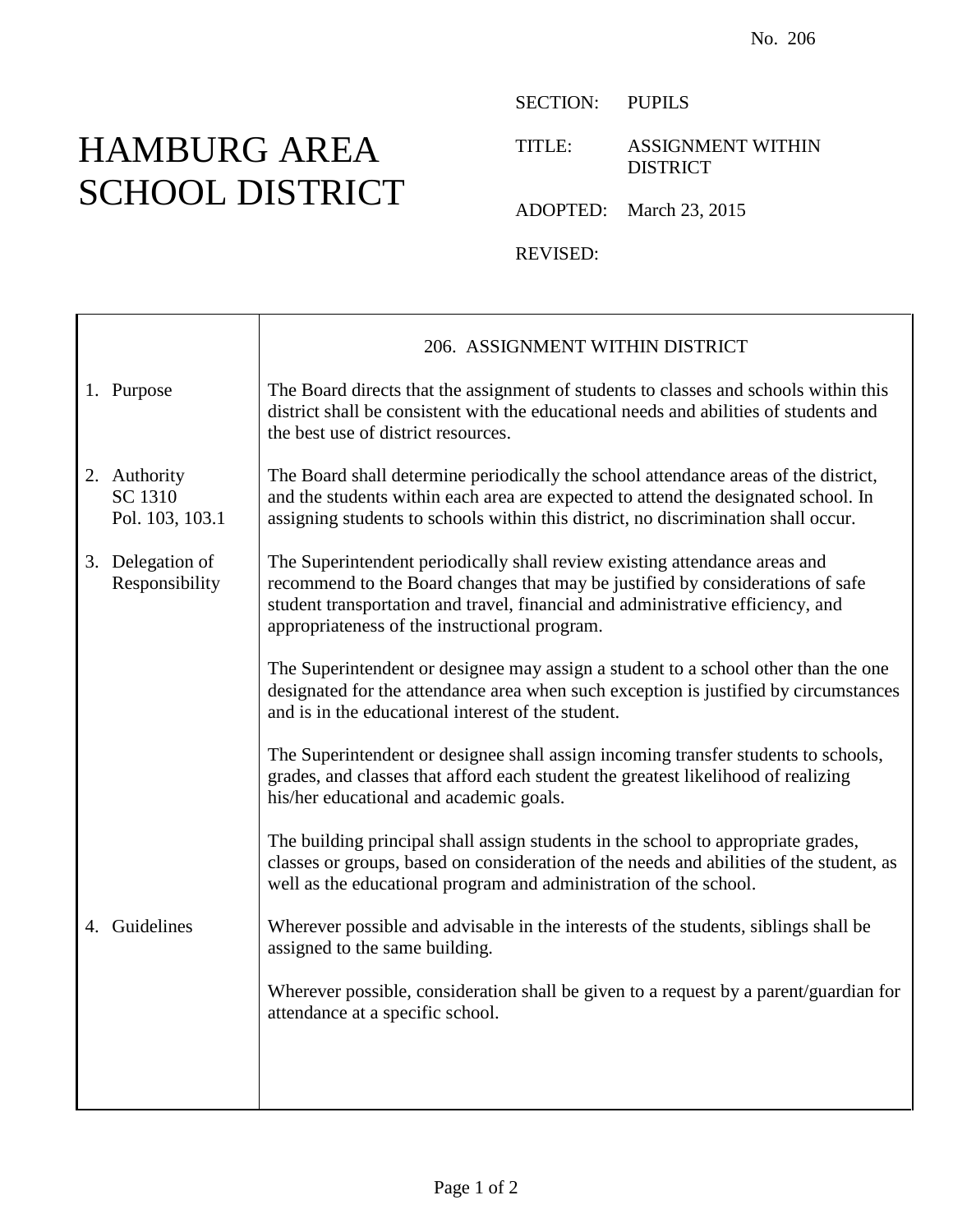No. 206

# HAMBURG AREA SCHOOL DISTRICT

SECTION: PUPILS

TITLE: ASSIGNMENT WITHIN DISTRICT

ADOPTED: March 23, 2015

REVISED:

## 206. ASSIGNMENT WITHIN DISTRICT

**1. Purpose**

The Board directs that the assignment of students to classes and schools within this district shall be consistent with the educational needs and abilities of students and the best use of district resources.

**2. Authority**
SC 1310
Pol. 103, 103.1

The Board shall determine periodically the school attendance areas of the district, and the students within each area are expected to attend the designated school. In assigning students to schools within this district, no discrimination shall occur.

**3. Delegation of Responsibility**

The Superintendent periodically shall review existing attendance areas and recommend to the Board changes that may be justified by considerations of safe student transportation and travel, financial and administrative efficiency, and appropriateness of the instructional program.

The Superintendent or designee may assign a student to a school other than the one designated for the attendance area when such exception is justified by circumstances and is in the educational interest of the student.

The Superintendent or designee shall assign incoming transfer students to schools, grades, and classes that afford each student the greatest likelihood of realizing his/her educational and academic goals.

The building principal shall assign students in the school to appropriate grades, classes or groups, based on consideration of the needs and abilities of the student, as well as the educational program and administration of the school.

**4. Guidelines**

Wherever possible and advisable in the interests of the students, siblings shall be assigned to the same building.

Wherever possible, consideration shall be given to a request by a parent/guardian for attendance at a specific school.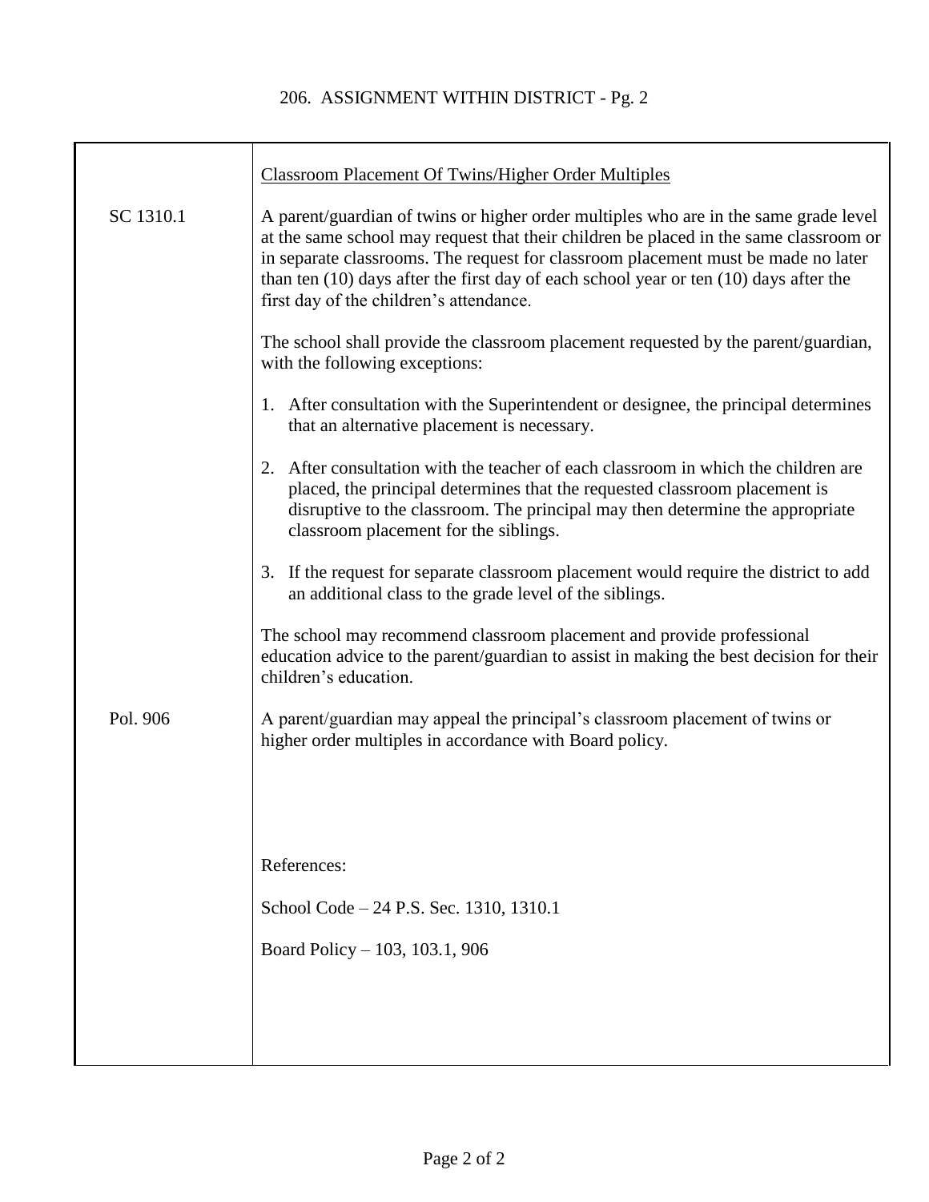<u>Classroom Placement Of Twins/Higher Order Multiples</u>

SC 1310.1

A parent/guardian of twins or higher order multiples who are in the same grade level at the same school may request that their children be placed in the same classroom or in separate classrooms. The request for classroom placement must be made no later than ten (10) days after the first day of each school year or ten (10) days after the first day of the children's attendance.

The school shall provide the classroom placement requested by the parent/guardian, with the following exceptions:

1. After consultation with the Superintendent or designee, the principal determines that an alternative placement is necessary.

2. After consultation with the teacher of each classroom in which the children are placed, the principal determines that the requested classroom placement is disruptive to the classroom. The principal may then determine the appropriate classroom placement for the siblings.

3. If the request for separate classroom placement would require the district to add an additional class to the grade level of the siblings.

The school may recommend classroom placement and provide professional education advice to the parent/guardian to assist in making the best decision for their children's education.

Pol. 906

A parent/guardian may appeal the principal's classroom placement of twins or higher order multiples in accordance with Board policy.

References:

School Code – 24 P.S. Sec. 1310, 1310.1

Board Policy – 103, 103.1, 906